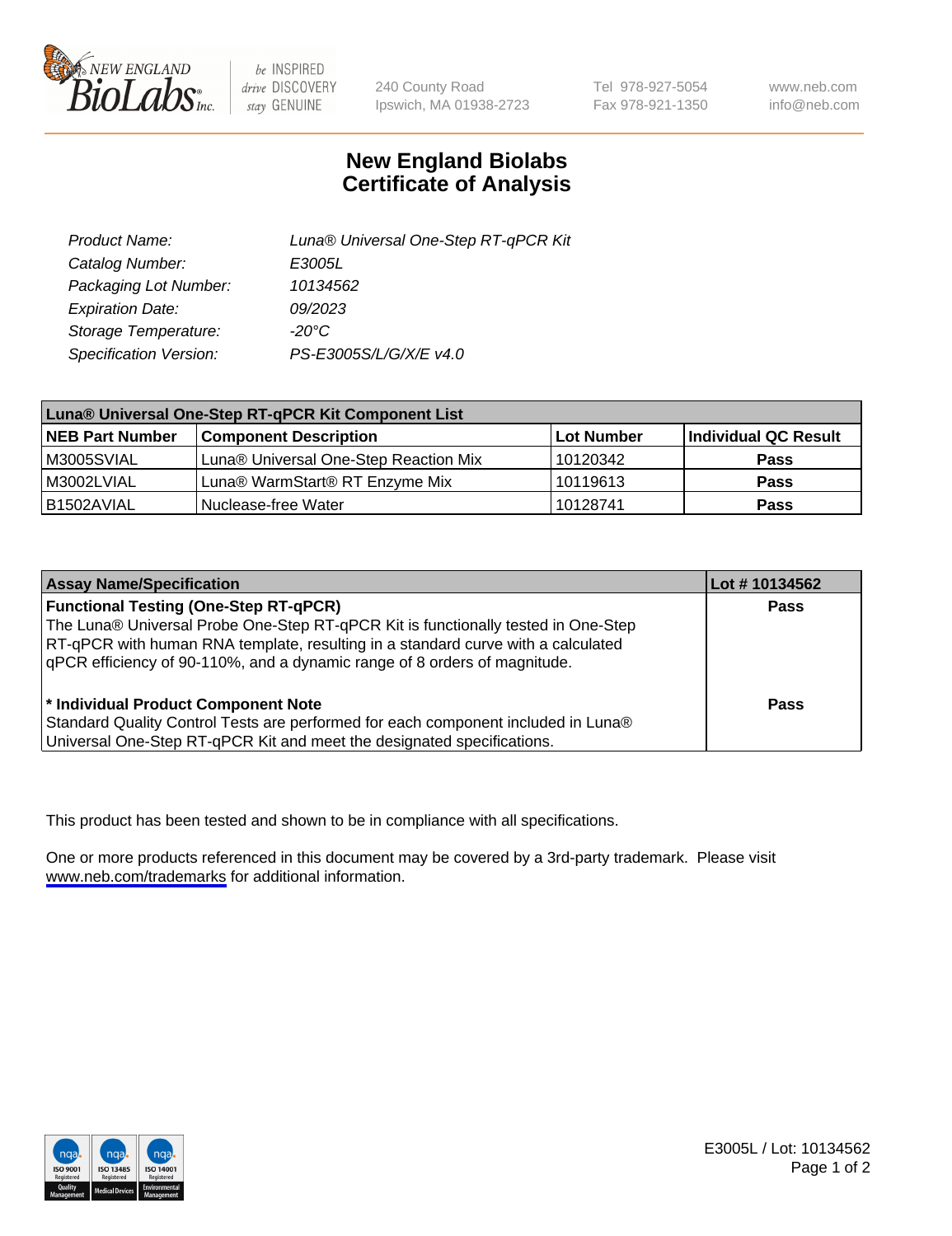# New England Biolabs
# Certificate of Analysis

| | |
|---|---|
| *Product Name:* | *Luna® Universal One-Step RT-qPCR Kit* |
| *Catalog Number:* | *E3005L* |
| *Packaging Lot Number:* | *10134562* |
| *Expiration Date:* | *09/2023* |
| *Storage Temperature:* | *-20°C* |
| *Specification Version:* | *PS-E3005S/L/G/X/E v4.0* |

| Luna® Universal One-Step RT-qPCR Kit Component List | | | |
|---|---|---|---|
| **NEB Part Number** | **Component Description** | **Lot Number** | **Individual QC Result** |
| M3005SVIAL | Luna® Universal One-Step Reaction Mix | 10120342 | **Pass** |
| M3002LVIAL | Luna® WarmStart® RT Enzyme Mix | 10119613 | **Pass** |
| B1502AVIAL | Nuclease-free Water | 10128741 | **Pass** |

| Assay Name/Specification | Lot # 10134562 |
|---|---|
| **Functional Testing (One-Step RT-qPCR)**<br>The Luna® Universal Probe One-Step RT-qPCR Kit is functionally tested in One-Step RT-qPCR with human RNA template, resulting in a standard curve with a calculated qPCR efficiency of 90-110%, and a dynamic range of 8 orders of magnitude. | **Pass** |
| **\* Individual Product Component Note**<br>Standard Quality Control Tests are performed for each component included in Luna® Universal One-Step RT-qPCR Kit and meet the designated specifications. | **Pass** |

This product has been tested and shown to be in compliance with all specifications.

One or more products referenced in this document may be covered by a 3rd-party trademark. Please visit www.neb.com/trademarks for additional information.

E3005L / Lot: 10134562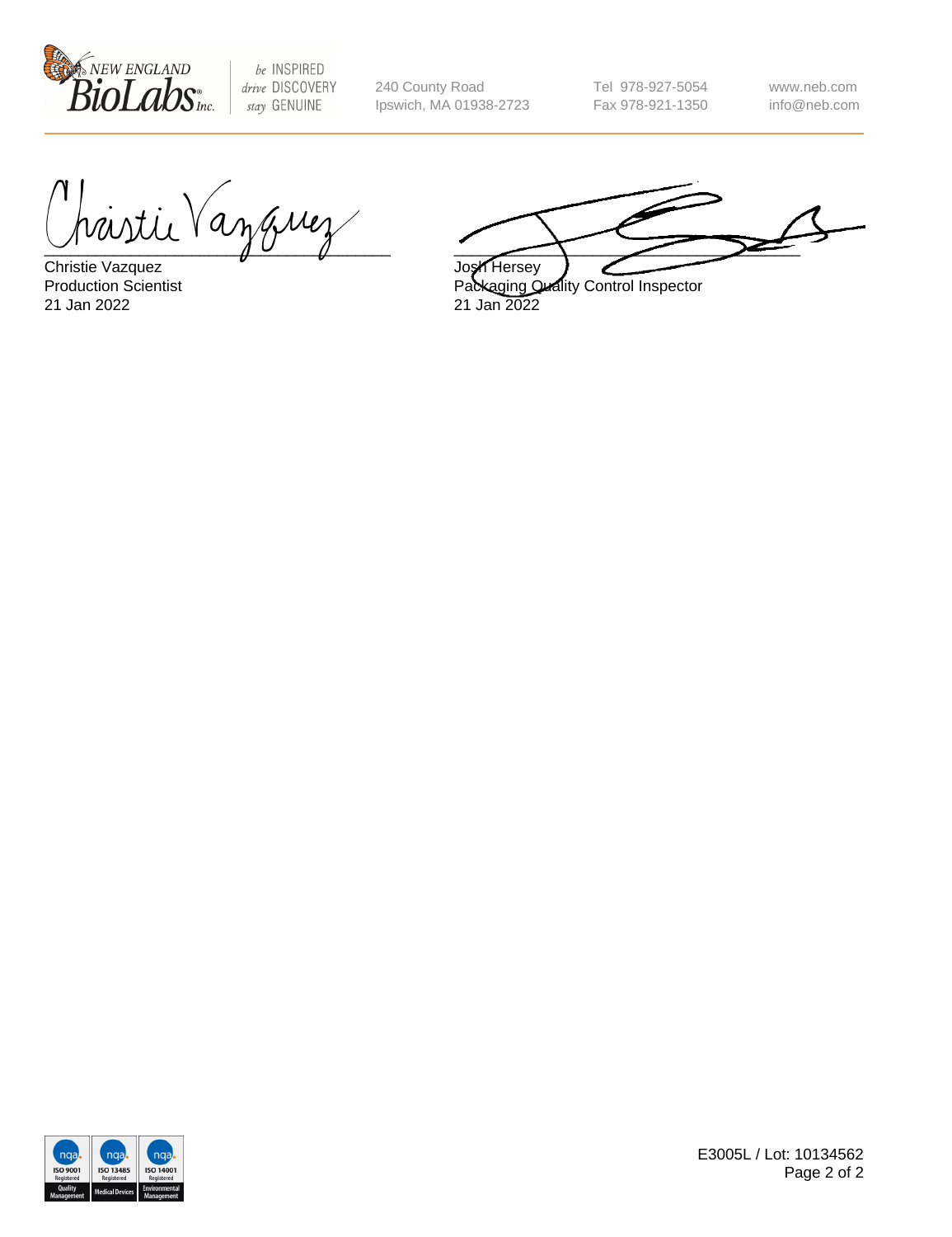Christie Vazquez
Production Scientist
21 Jan 2022

Josh Hersey
Packaging Quality Control Inspector
21 Jan 2022

E3005L / Lot: 10134562